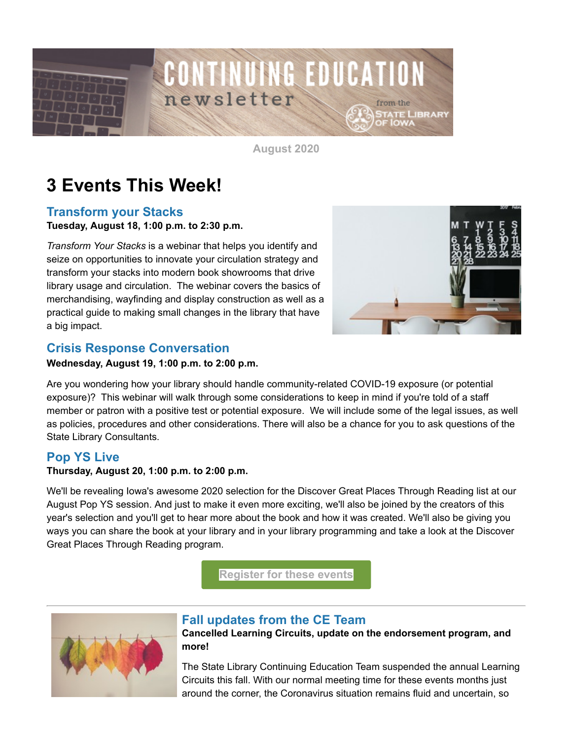CONTINUING EDUCATION newsletter from the State Library of Iowa

August 2020

# 3 Events This Week!

## Transform your Stacks

**Tuesday, August 18, 1:00 p.m. to 2:30 p.m.**

*Transform Your Stacks* is a webinar that helps you identify and seize on opportunities to innovate your circulation strategy and transform your stacks into modern book showrooms that drive library usage and circulation. The webinar covers the basics of merchandising, wayfinding and display construction as well as a practical guide to making small changes in the library that have a big impact.

## Crisis Response Conversation

**Wednesday, August 19, 1:00 p.m. to 2:00 p.m.**

Are you wondering how your library should handle community-related COVID-19 exposure (or potential exposure)? This webinar will walk through some considerations to keep in mind if you're told of a staff member or patron with a positive test or potential exposure. We will include some of the legal issues, as well as policies, procedures and other considerations. There will also be a chance for you to ask questions of the State Library Consultants.

## Pop YS Live

**Thursday, August 20, 1:00 p.m. to 2:00 p.m.**

We'll be revealing Iowa's awesome 2020 selection for the Discover Great Places Through Reading list at our August Pop YS session. And just to make it even more exciting, we'll also be joined by the creators of this year's selection and you'll get to hear more about the book and how it was created. We'll also be giving you ways you can share the book at your library and in your library programming and take a look at the Discover Great Places Through Reading program.

Register for these events

---

## Fall updates from the CE Team

**Cancelled Learning Circuits, update on the endorsement program, and more!**

The State Library Continuing Education Team suspended the annual Learning Circuits this fall. With our normal meeting time for these events months just around the corner, the Coronavirus situation remains fluid and uncertain, so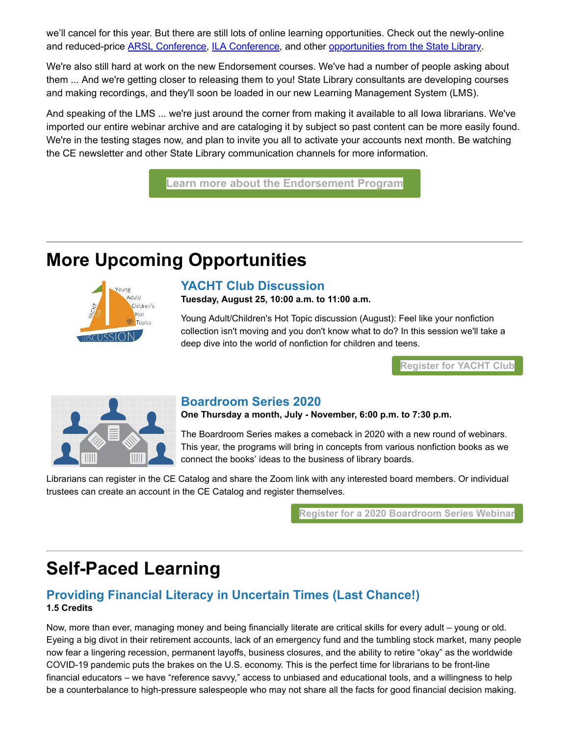we'll cancel for this year. But there are still lots of online learning opportunities. Check out the newly-online and reduced-price ARSL Conference, ILA Conference, and other opportunities from the State Library.

We're also still hard at work on the new Endorsement courses. We've had a number of people asking about them ... And we're getting closer to releasing them to you! State Library consultants are developing courses and making recordings, and they'll soon be loaded in our new Learning Management System (LMS).

And speaking of the LMS ... we're just around the corner from making it available to all Iowa librarians. We've imported our entire webinar archive and are cataloging it by subject so past content can be more easily found. We're in the testing stages now, and plan to invite you all to activate your accounts next month. Be watching the CE newsletter and other State Library communication channels for more information.

Learn more about the Endorsement Program

# More Upcoming Opportunities

## YACHT Club Discussion

**Tuesday, August 25, 10:00 a.m. to 11:00 a.m.**

Young Adult/Children's Hot Topic discussion (August): Feel like your nonfiction collection isn't moving and you don't know what to do? In this session we'll take a deep dive into the world of nonfiction for children and teens.

Register for YACHT Club

## Boardroom Series 2020

**One Thursday a month, July - November, 6:00 p.m. to 7:30 p.m.**

The Boardroom Series makes a comeback in 2020 with a new round of webinars. This year, the programs will bring in concepts from various nonfiction books as we connect the books' ideas to the business of library boards.

Librarians can register in the CE Catalog and share the Zoom link with any interested board members. Or individual trustees can create an account in the CE Catalog and register themselves.

Register for a 2020 Boardroom Series Webinar

# Self-Paced Learning

## Providing Financial Literacy in Uncertain Times (Last Chance!)

**1.5 Credits**

Now, more than ever, managing money and being financially literate are critical skills for every adult – young or old. Eyeing a big divot in their retirement accounts, lack of an emergency fund and the tumbling stock market, many people now fear a lingering recession, permanent layoffs, business closures, and the ability to retire "okay" as the worldwide COVID-19 pandemic puts the brakes on the U.S. economy. This is the perfect time for librarians to be front-line financial educators – we have "reference savvy," access to unbiased and educational tools, and a willingness to help be a counterbalance to high-pressure salespeople who may not share all the facts for good financial decision making.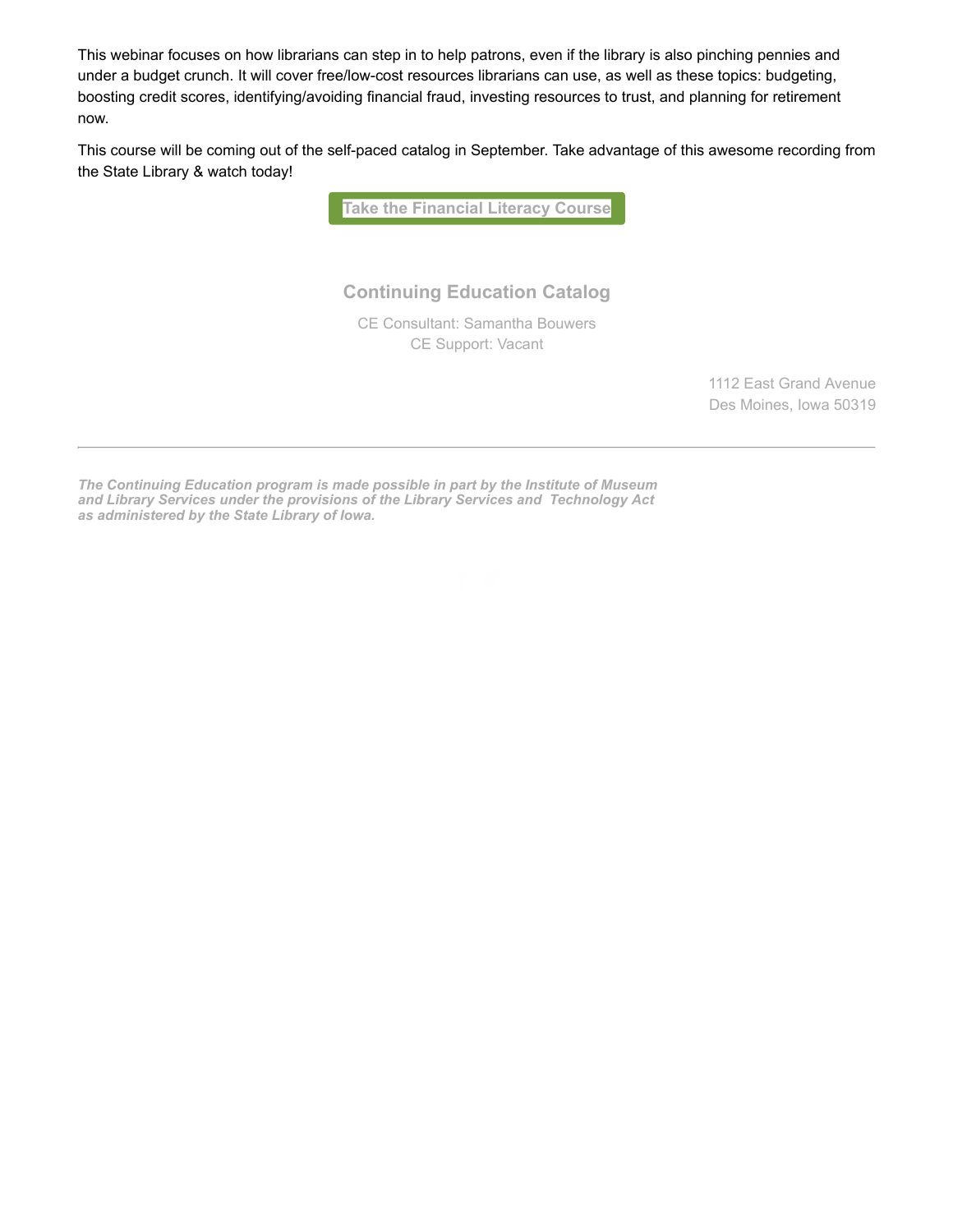This webinar focuses on how librarians can step in to help patrons, even if the library is also pinching pennies and under a budget crunch. It will cover free/low-cost resources librarians can use, as well as these topics: budgeting, boosting credit scores, identifying/avoiding financial fraud, investing resources to trust, and planning for retirement now.

This course will be coming out of the self-paced catalog in September. Take advantage of this awesome recording from the State Library & watch today!

**Take the Financial Literacy Course**

## Continuing Education Catalog

CE Consultant: Samantha Bouwers
CE Support: Vacant

1112 East Grand Avenue
Des Moines, Iowa 50319

---

***The Continuing Education program is made possible in part by the Institute of Museum and Library Services under the provisions of the Library Services and Technology Act as administered by the State Library of Iowa.***